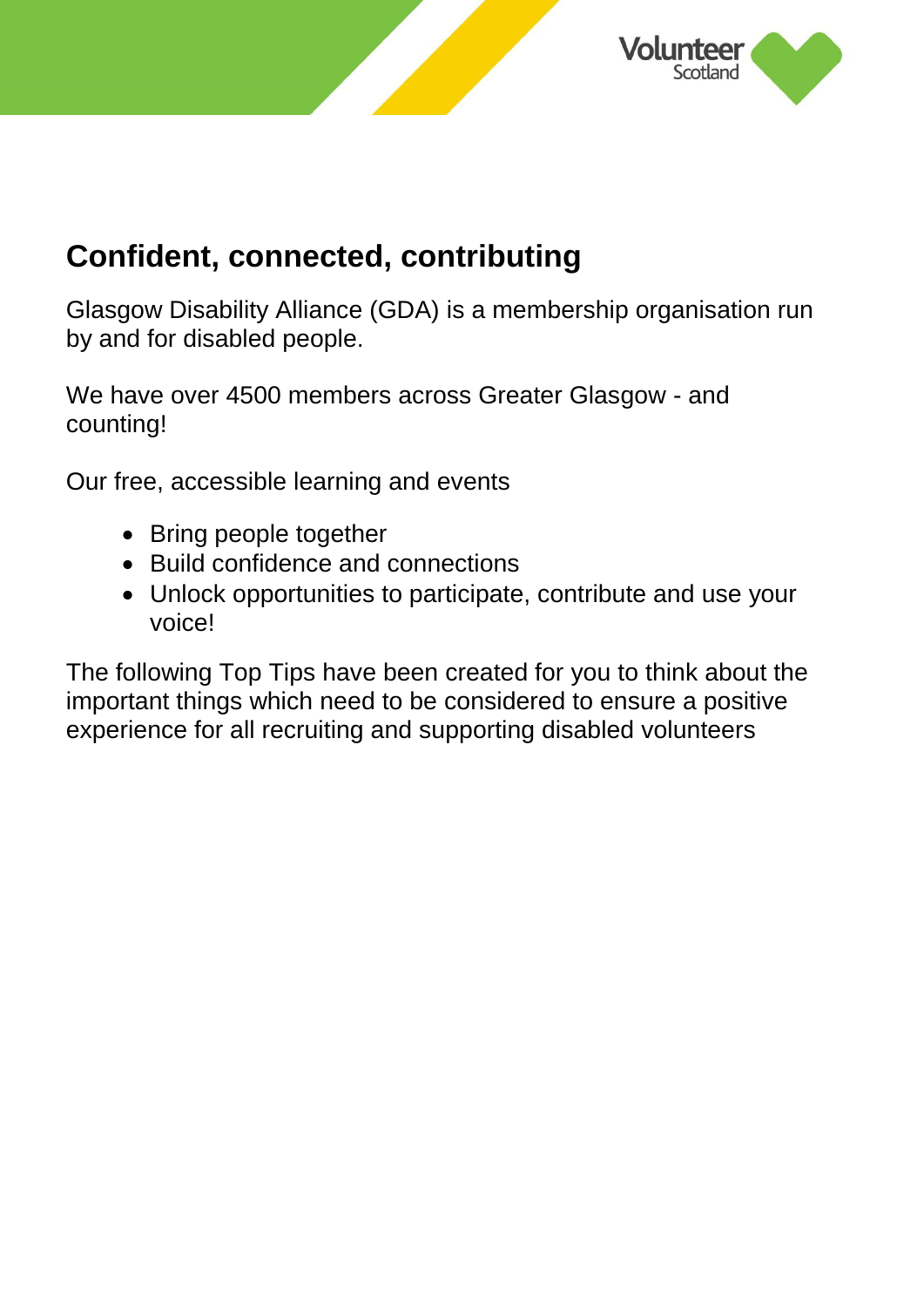## Confident, connected, contributing

Glasgow Disability Alliance (GDA) is a membership organisation run by and for disabled people.

We have over 4500 members across Greater Glasgow - and counting!

Our free, accessible learning and events

- Bring people together
- Build confidence and connections
- Unlock opportunities to participate, contribute and use your voice!

The following Top Tips have been created for you to think about the important things which need to be considered to ensure a positive experience for all recruiting and supporting disabled volunteers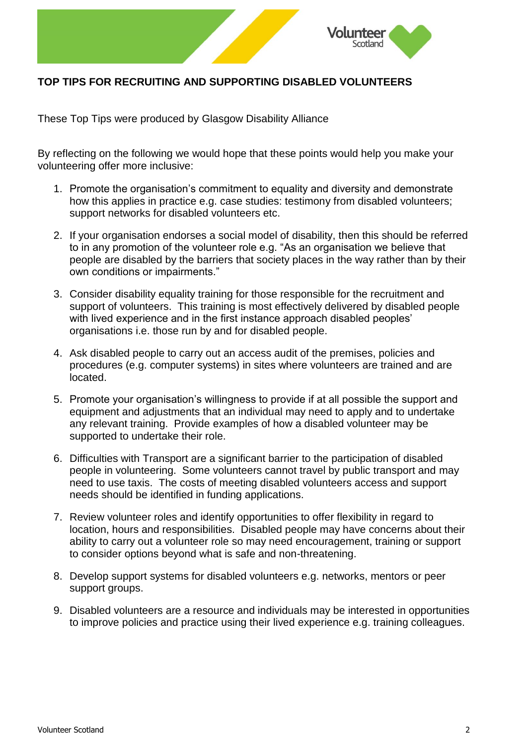## TOP TIPS FOR RECRUITING AND SUPPORTING DISABLED VOLUNTEERS

These Top Tips were produced by Glasgow Disability Alliance

By reflecting on the following we would hope that these points would help you make your volunteering offer more inclusive:

1. Promote the organisation's commitment to equality and diversity and demonstrate how this applies in practice e.g. case studies: testimony from disabled volunteers; support networks for disabled volunteers etc.

2. If your organisation endorses a social model of disability, then this should be referred to in any promotion of the volunteer role e.g. "As an organisation we believe that people are disabled by the barriers that society places in the way rather than by their own conditions or impairments."

3. Consider disability equality training for those responsible for the recruitment and support of volunteers. This training is most effectively delivered by disabled people with lived experience and in the first instance approach disabled peoples' organisations i.e. those run by and for disabled people.

4. Ask disabled people to carry out an access audit of the premises, policies and procedures (e.g. computer systems) in sites where volunteers are trained and are located.

5. Promote your organisation's willingness to provide if at all possible the support and equipment and adjustments that an individual may need to apply and to undertake any relevant training. Provide examples of how a disabled volunteer may be supported to undertake their role.

6. Difficulties with Transport are a significant barrier to the participation of disabled people in volunteering. Some volunteers cannot travel by public transport and may need to use taxis. The costs of meeting disabled volunteers access and support needs should be identified in funding applications.

7. Review volunteer roles and identify opportunities to offer flexibility in regard to location, hours and responsibilities. Disabled people may have concerns about their ability to carry out a volunteer role so may need encouragement, training or support to consider options beyond what is safe and non-threatening.

8. Develop support systems for disabled volunteers e.g. networks, mentors or peer support groups.

9. Disabled volunteers are a resource and individuals may be interested in opportunities to improve policies and practice using their lived experience e.g. training colleagues.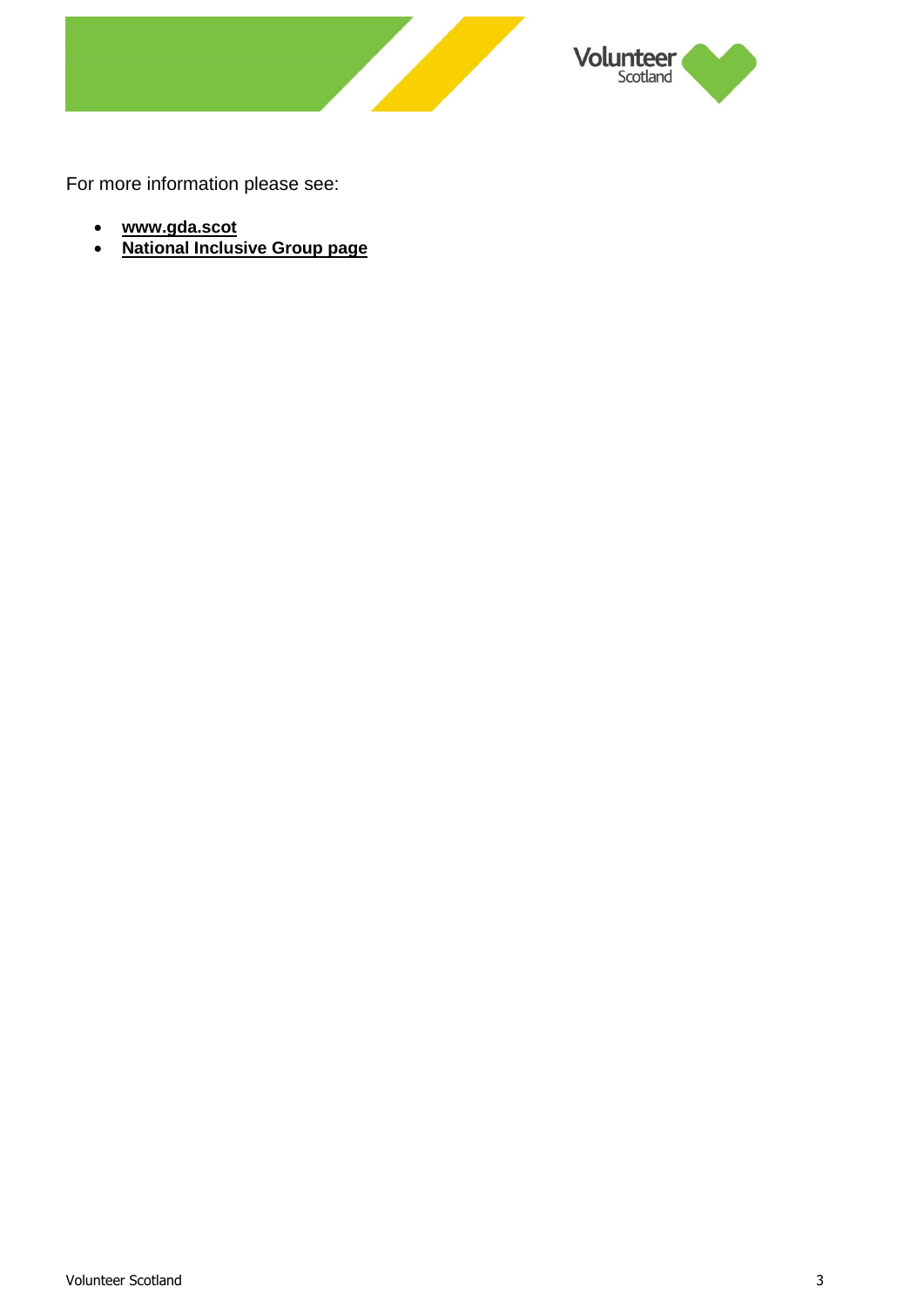For more information please see:

- **www.gda.scot**
- **National Inclusive Group page**